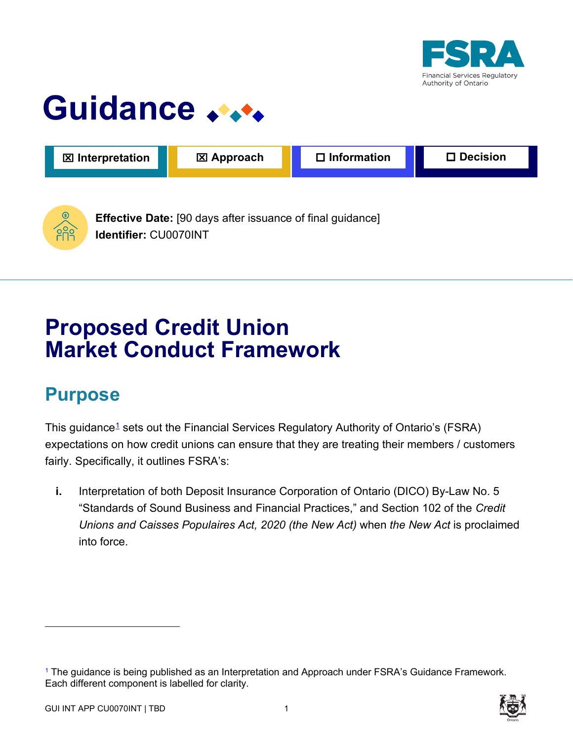# Guidance

☒ Interpretation | ☒ Approach | ☐ Information | ☐ Decision

**Effective Date:** [90 days after issuance of final guidance]
**Identifier:** CU0070INT

# Proposed Credit Union Market Conduct Framework

## Purpose

This guidance[1] sets out the Financial Services Regulatory Authority of Ontario's (FSRA) expectations on how credit unions can ensure that they are treating their members / customers fairly. Specifically, it outlines FSRA's:

**i.** Interpretation of both Deposit Insurance Corporation of Ontario (DICO) By-Law No. 5 "Standards of Sound Business and Financial Practices," and Section 102 of the *Credit Unions and Caisses Populaires Act, 2020 (the New Act)* when *the New Act* is proclaimed into force.

[1] The guidance is being published as an Interpretation and Approach under FSRA's Guidance Framework. Each different component is labelled for clarity.

GUI INT APP CU0070INT | TBD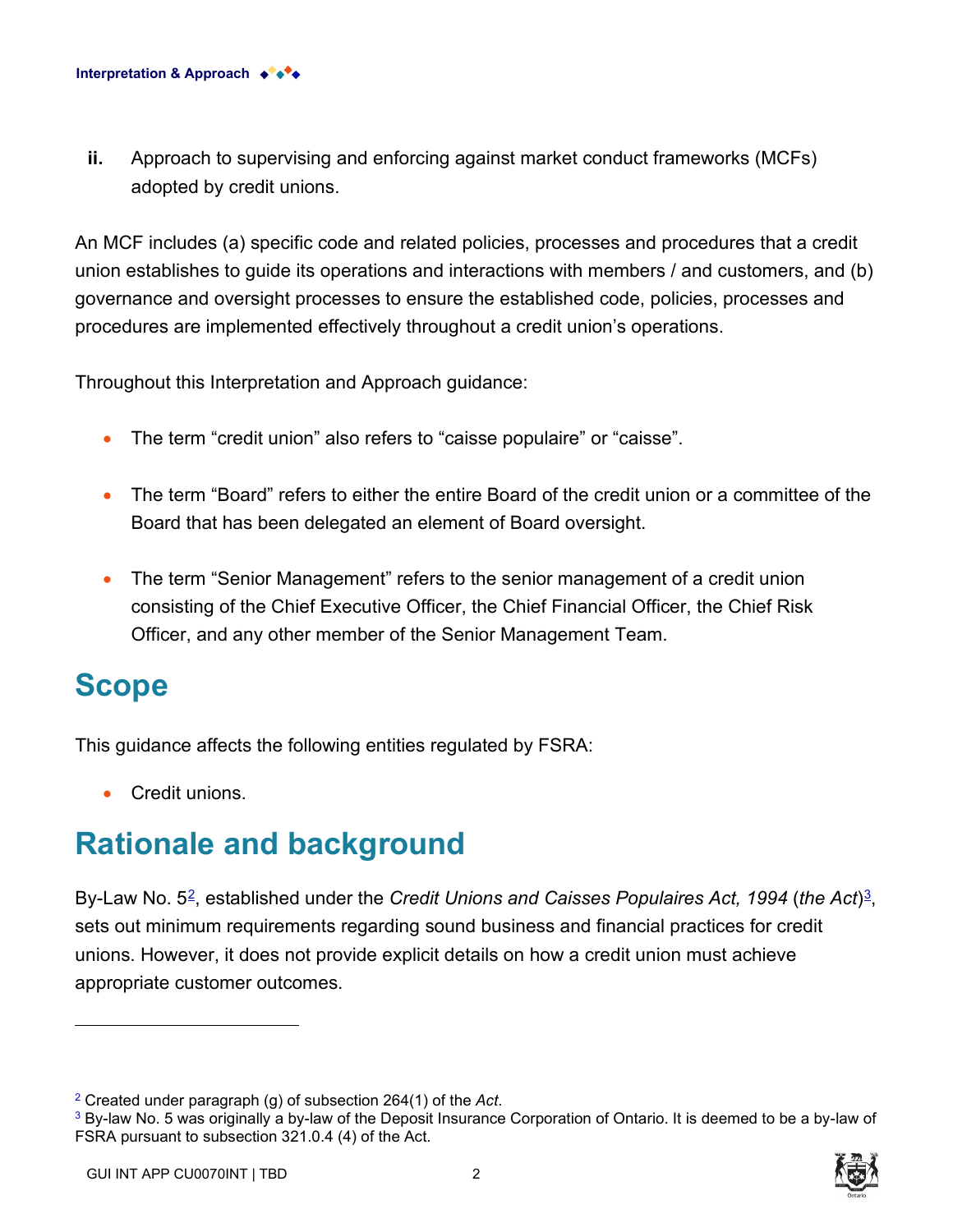**ii.** Approach to supervising and enforcing against market conduct frameworks (MCFs) adopted by credit unions.

An MCF includes (a) specific code and related policies, processes and procedures that a credit union establishes to guide its operations and interactions with members / and customers, and (b) governance and oversight processes to ensure the established code, policies, processes and procedures are implemented effectively throughout a credit union's operations.

Throughout this Interpretation and Approach guidance:

- The term "credit union" also refers to "caisse populaire" or "caisse".
- The term "Board" refers to either the entire Board of the credit union or a committee of the Board that has been delegated an element of Board oversight.
- The term "Senior Management" refers to the senior management of a credit union consisting of the Chief Executive Officer, the Chief Financial Officer, the Chief Risk Officer, and any other member of the Senior Management Team.

# Scope

This guidance affects the following entities regulated by FSRA:

- Credit unions.

# Rationale and background

By-Law No. 5[2], established under the *Credit Unions and Caisses Populaires Act, 1994* (*the Act*)[3], sets out minimum requirements regarding sound business and financial practices for credit unions. However, it does not provide explicit details on how a credit union must achieve appropriate customer outcomes.

---

[2] Created under paragraph (g) of subsection 264(1) of the *Act*.

[3] By-law No. 5 was originally a by-law of the Deposit Insurance Corporation of Ontario. It is deemed to be a by-law of FSRA pursuant to subsection 321.0.4 (4) of the Act.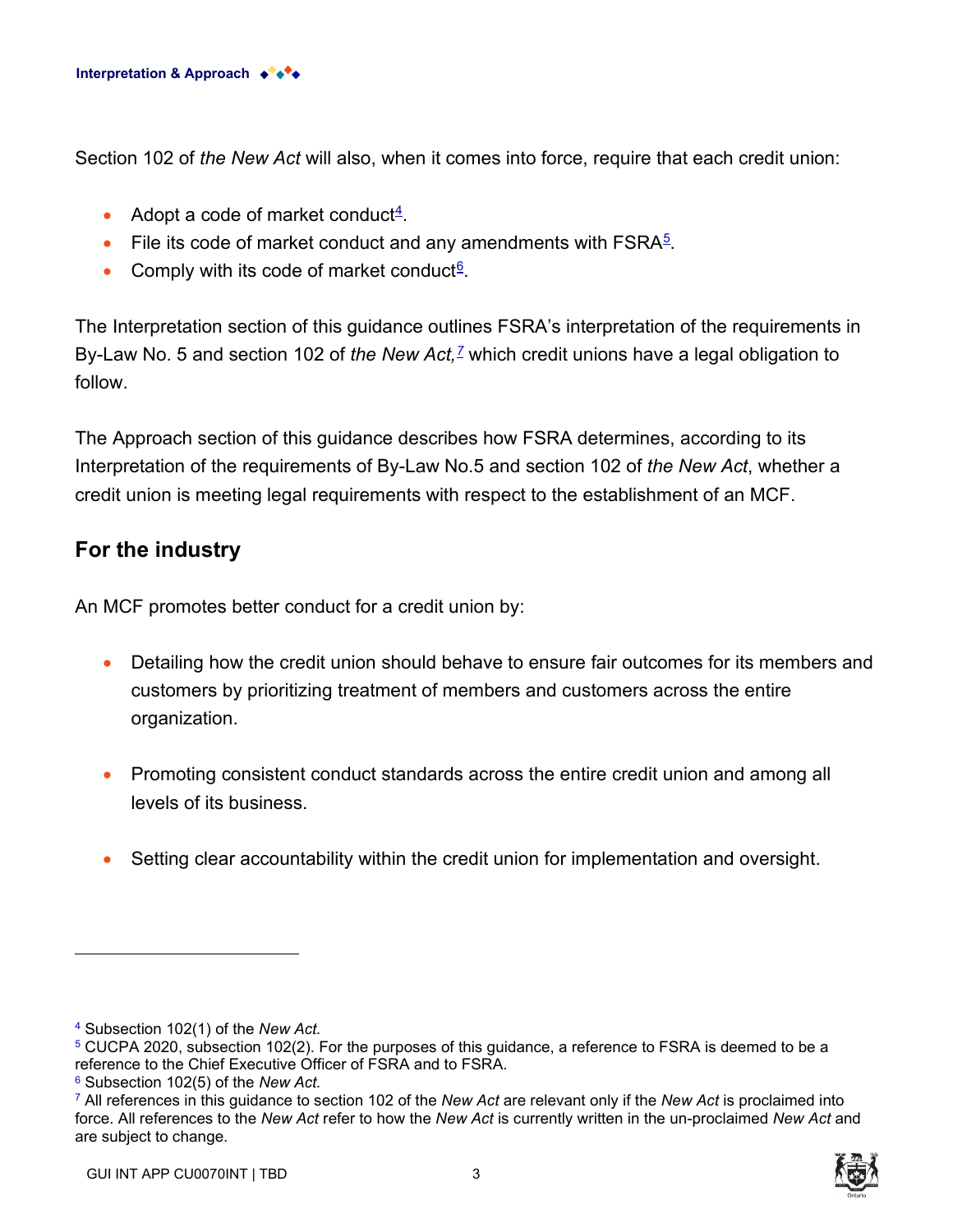Section 102 of *the New Act* will also, when it comes into force, require that each credit union:

- Adopt a code of market conduct[4].
- File its code of market conduct and any amendments with FSRA[5].
- Comply with its code of market conduct[6].

The Interpretation section of this guidance outlines FSRA's interpretation of the requirements in By-Law No. 5 and section 102 of *the New Act,*[7] which credit unions have a legal obligation to follow.

The Approach section of this guidance describes how FSRA determines, according to its Interpretation of the requirements of By-Law No.5 and section 102 of *the New Act*, whether a credit union is meeting legal requirements with respect to the establishment of an MCF.

## For the industry

An MCF promotes better conduct for a credit union by:

- Detailing how the credit union should behave to ensure fair outcomes for its members and customers by prioritizing treatment of members and customers across the entire organization.
- Promoting consistent conduct standards across the entire credit union and among all levels of its business.
- Setting clear accountability within the credit union for implementation and oversight.

---

[4] Subsection 102(1) of the *New Act.*

[5] CUCPA 2020, subsection 102(2). For the purposes of this guidance, a reference to FSRA is deemed to be a reference to the Chief Executive Officer of FSRA and to FSRA.

[6] Subsection 102(5) of the *New Act.*

[7] All references in this guidance to section 102 of the *New Act* are relevant only if the *New Act* is proclaimed into force. All references to the *New Act* refer to how the *New Act* is currently written in the un-proclaimed *New Act* and are subject to change.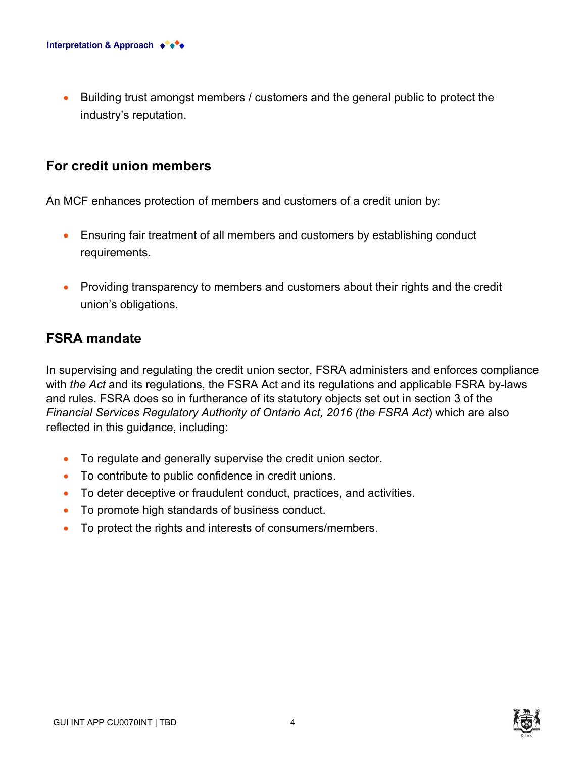- Building trust amongst members / customers and the general public to protect the industry's reputation.

## For credit union members

An MCF enhances protection of members and customers of a credit union by:

- Ensuring fair treatment of all members and customers by establishing conduct requirements.
- Providing transparency to members and customers about their rights and the credit union's obligations.

## FSRA mandate

In supervising and regulating the credit union sector, FSRA administers and enforces compliance with *the Act* and its regulations, the FSRA Act and its regulations and applicable FSRA by-laws and rules. FSRA does so in furtherance of its statutory objects set out in section 3 of the *Financial Services Regulatory Authority of Ontario Act, 2016 (the FSRA Act*) which are also reflected in this guidance, including:

- To regulate and generally supervise the credit union sector.
- To contribute to public confidence in credit unions.
- To deter deceptive or fraudulent conduct, practices, and activities.
- To promote high standards of business conduct.
- To protect the rights and interests of consumers/members.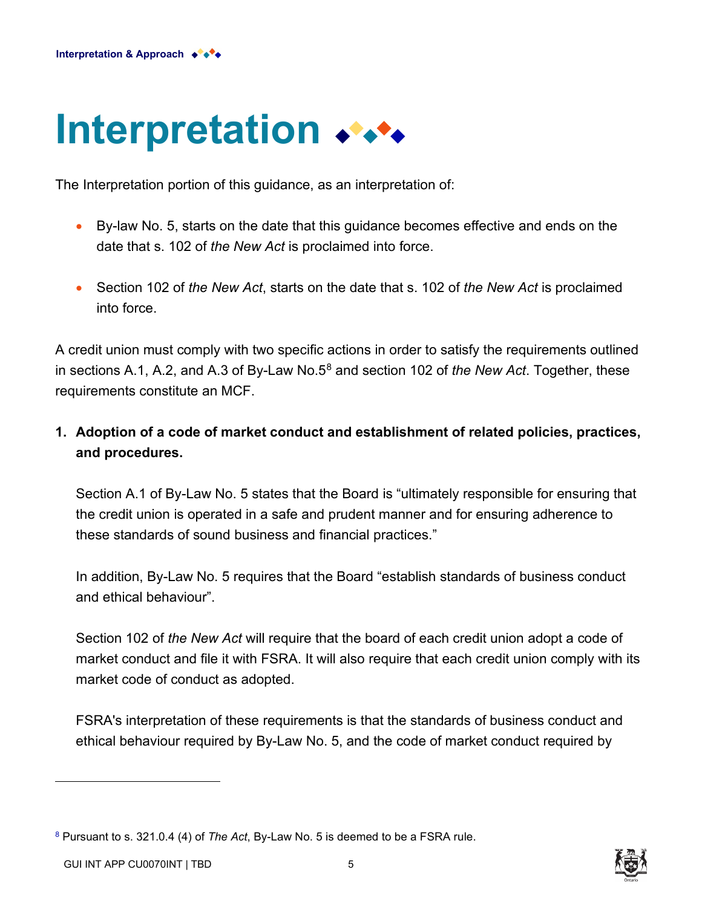# Interpretation

The Interpretation portion of this guidance, as an interpretation of:

- By-law No. 5, starts on the date that this guidance becomes effective and ends on the date that s. 102 of *the New Act* is proclaimed into force.
- Section 102 of *the New Act*, starts on the date that s. 102 of *the New Act* is proclaimed into force.

A credit union must comply with two specific actions in order to satisfy the requirements outlined in sections A.1, A.2, and A.3 of By-Law No.5[8] and section 102 of *the New Act*. Together, these requirements constitute an MCF.

1. **Adoption of a code of market conduct and establishment of related policies, practices, and procedures.**

   Section A.1 of By-Law No. 5 states that the Board is "ultimately responsible for ensuring that the credit union is operated in a safe and prudent manner and for ensuring adherence to these standards of sound business and financial practices."

   In addition, By-Law No. 5 requires that the Board "establish standards of business conduct and ethical behaviour".

   Section 102 of *the New Act* will require that the board of each credit union adopt a code of market conduct and file it with FSRA. It will also require that each credit union comply with its market code of conduct as adopted.

   FSRA's interpretation of these requirements is that the standards of business conduct and ethical behaviour required by By-Law No. 5, and the code of market conduct required by

[8] Pursuant to s. 321.0.4 (4) of *The Act*, By-Law No. 5 is deemed to be a FSRA rule.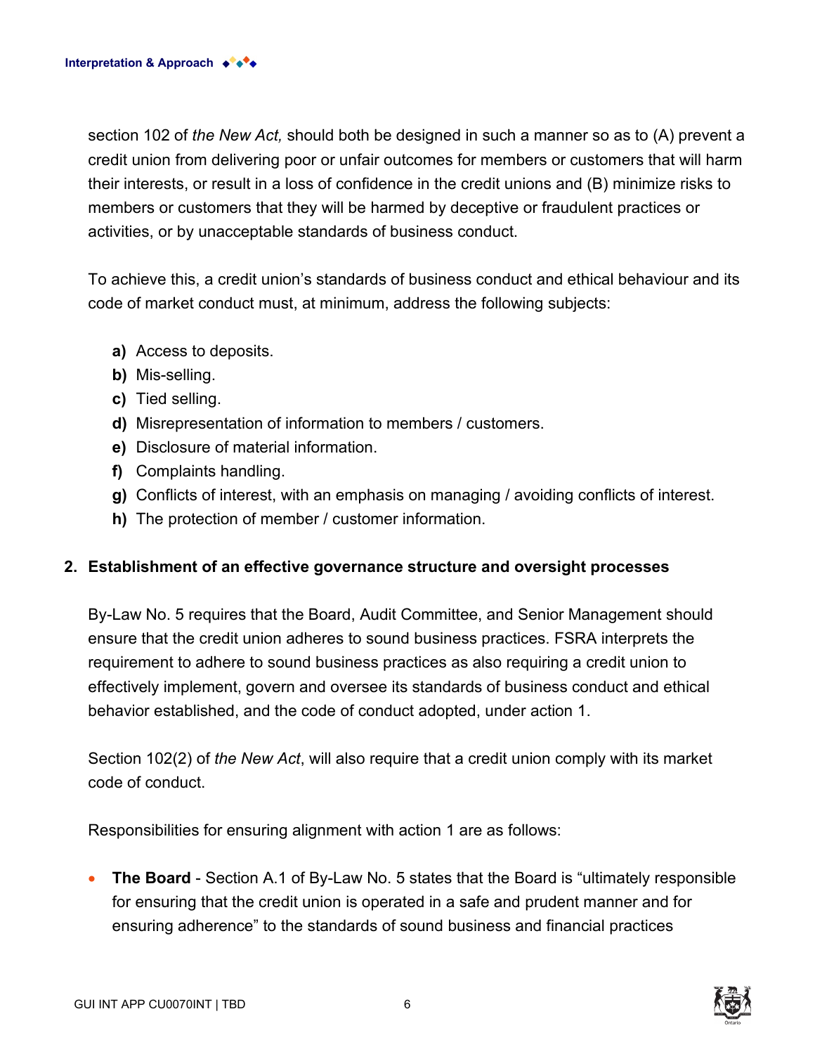section 102 of *the New Act,* should both be designed in such a manner so as to (A) prevent a credit union from delivering poor or unfair outcomes for members or customers that will harm their interests, or result in a loss of confidence in the credit unions and (B) minimize risks to members or customers that they will be harmed by deceptive or fraudulent practices or activities, or by unacceptable standards of business conduct.

To achieve this, a credit union's standards of business conduct and ethical behaviour and its code of market conduct must, at minimum, address the following subjects:

- **a)** Access to deposits.
- **b)** Mis-selling.
- **c)** Tied selling.
- **d)** Misrepresentation of information to members / customers.
- **e)** Disclosure of material information.
- **f)** Complaints handling.
- **g)** Conflicts of interest, with an emphasis on managing / avoiding conflicts of interest.
- **h)** The protection of member / customer information.

**2. Establishment of an effective governance structure and oversight processes**

By-Law No. 5 requires that the Board, Audit Committee, and Senior Management should ensure that the credit union adheres to sound business practices. FSRA interprets the requirement to adhere to sound business practices as also requiring a credit union to effectively implement, govern and oversee its standards of business conduct and ethical behavior established, and the code of conduct adopted, under action 1.

Section 102(2) of *the New Act*, will also require that a credit union comply with its market code of conduct.

Responsibilities for ensuring alignment with action 1 are as follows:

- **The Board** - Section A.1 of By-Law No. 5 states that the Board is "ultimately responsible for ensuring that the credit union is operated in a safe and prudent manner and for ensuring adherence" to the standards of sound business and financial practices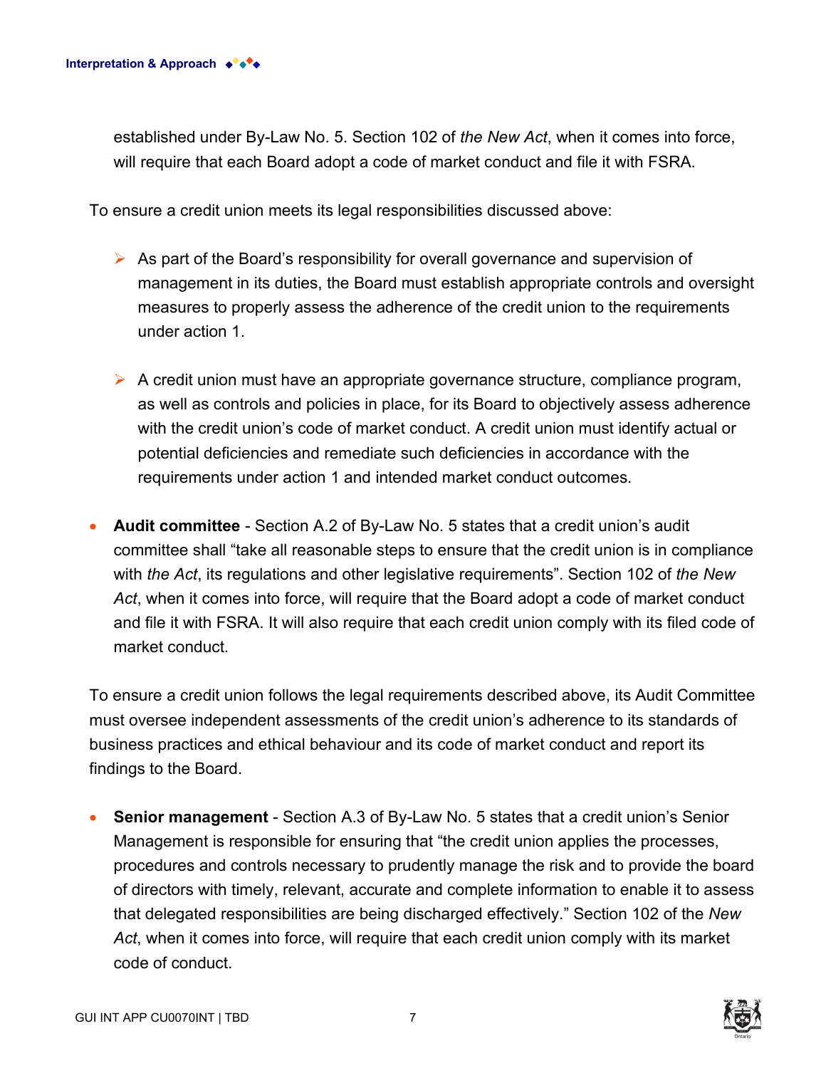established under By-Law No. 5. Section 102 of *the New Act*, when it comes into force, will require that each Board adopt a code of market conduct and file it with FSRA.

To ensure a credit union meets its legal responsibilities discussed above:

- As part of the Board's responsibility for overall governance and supervision of management in its duties, the Board must establish appropriate controls and oversight measures to properly assess the adherence of the credit union to the requirements under action 1.

- A credit union must have an appropriate governance structure, compliance program, as well as controls and policies in place, for its Board to objectively assess adherence with the credit union's code of market conduct. A credit union must identify actual or potential deficiencies and remediate such deficiencies in accordance with the requirements under action 1 and intended market conduct outcomes.

- **Audit committee** - Section A.2 of By-Law No. 5 states that a credit union's audit committee shall "take all reasonable steps to ensure that the credit union is in compliance with *the Act*, its regulations and other legislative requirements". Section 102 of *the New Act*, when it comes into force, will require that the Board adopt a code of market conduct and file it with FSRA. It will also require that each credit union comply with its filed code of market conduct.

To ensure a credit union follows the legal requirements described above, its Audit Committee must oversee independent assessments of the credit union's adherence to its standards of business practices and ethical behaviour and its code of market conduct and report its findings to the Board.

- **Senior management** - Section A.3 of By-Law No. 5 states that a credit union's Senior Management is responsible for ensuring that "the credit union applies the processes, procedures and controls necessary to prudently manage the risk and to provide the board of directors with timely, relevant, accurate and complete information to enable it to assess that delegated responsibilities are being discharged effectively." Section 102 of the *New Act*, when it comes into force, will require that each credit union comply with its market code of conduct.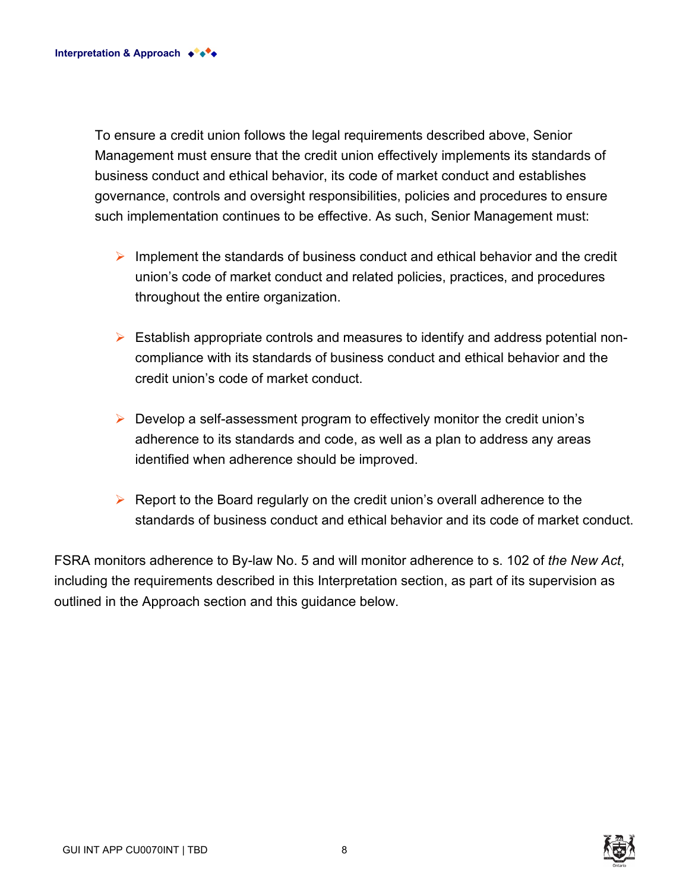To ensure a credit union follows the legal requirements described above, Senior Management must ensure that the credit union effectively implements its standards of business conduct and ethical behavior, its code of market conduct and establishes governance, controls and oversight responsibilities, policies and procedures to ensure such implementation continues to be effective. As such, Senior Management must:

- Implement the standards of business conduct and ethical behavior and the credit union's code of market conduct and related policies, practices, and procedures throughout the entire organization.
- Establish appropriate controls and measures to identify and address potential non-compliance with its standards of business conduct and ethical behavior and the credit union's code of market conduct.
- Develop a self-assessment program to effectively monitor the credit union's adherence to its standards and code, as well as a plan to address any areas identified when adherence should be improved.
- Report to the Board regularly on the credit union's overall adherence to the standards of business conduct and ethical behavior and its code of market conduct.

FSRA monitors adherence to By-law No. 5 and will monitor adherence to s. 102 of *the New Act*, including the requirements described in this Interpretation section, as part of its supervision as outlined in the Approach section and this guidance below.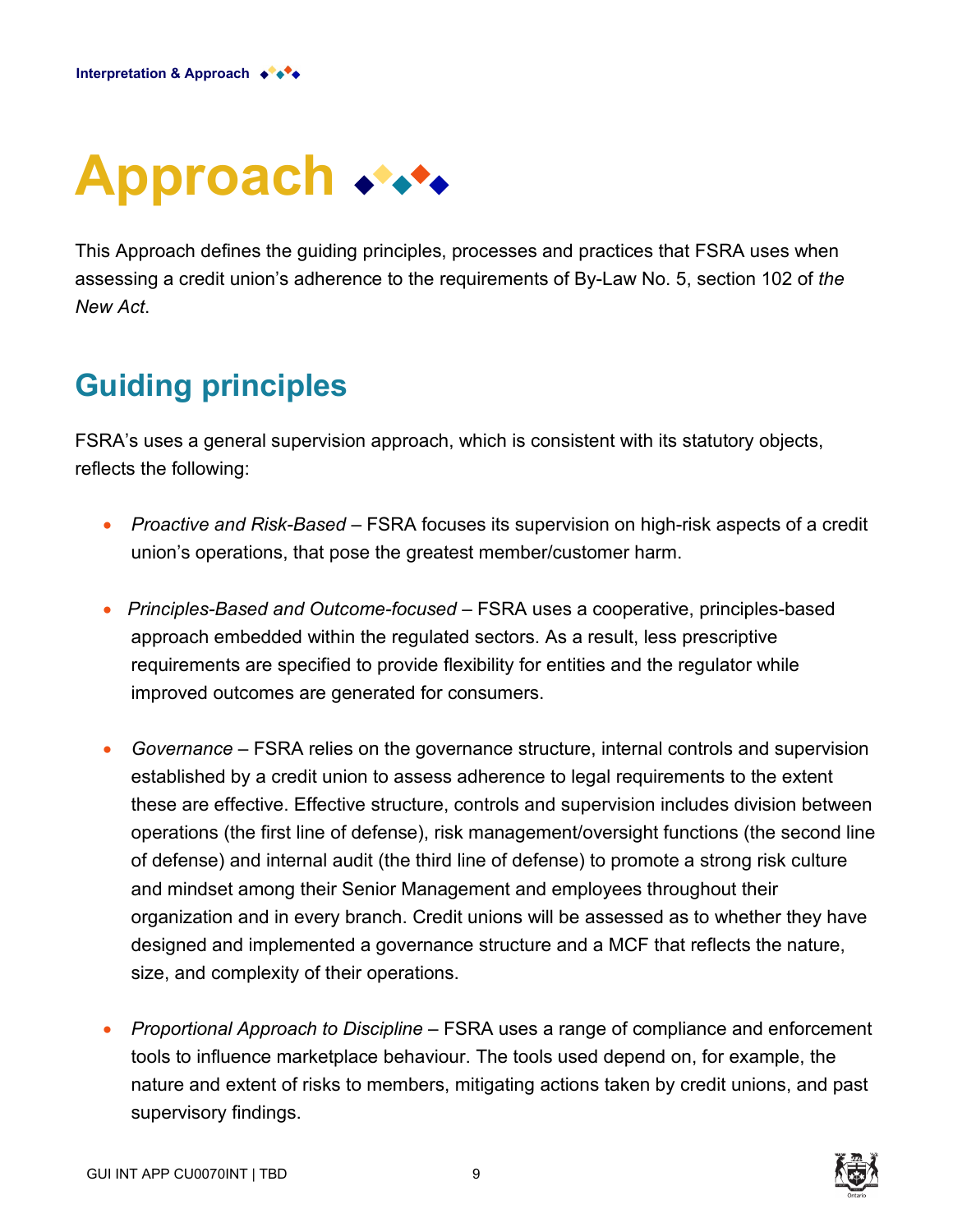# Approach

This Approach defines the guiding principles, processes and practices that FSRA uses when assessing a credit union's adherence to the requirements of By-Law No. 5, section 102 of *the New Act*.

## Guiding principles

FSRA's uses a general supervision approach, which is consistent with its statutory objects, reflects the following:

- *Proactive and Risk-Based* – FSRA focuses its supervision on high-risk aspects of a credit union's operations, that pose the greatest member/customer harm.
- *Principles-Based and Outcome-focused* – FSRA uses a cooperative, principles-based approach embedded within the regulated sectors. As a result, less prescriptive requirements are specified to provide flexibility for entities and the regulator while improved outcomes are generated for consumers.
- *Governance* – FSRA relies on the governance structure, internal controls and supervision established by a credit union to assess adherence to legal requirements to the extent these are effective. Effective structure, controls and supervision includes division between operations (the first line of defense), risk management/oversight functions (the second line of defense) and internal audit (the third line of defense) to promote a strong risk culture and mindset among their Senior Management and employees throughout their organization and in every branch. Credit unions will be assessed as to whether they have designed and implemented a governance structure and a MCF that reflects the nature, size, and complexity of their operations.
- *Proportional Approach to Discipline* – FSRA uses a range of compliance and enforcement tools to influence marketplace behaviour. The tools used depend on, for example, the nature and extent of risks to members, mitigating actions taken by credit unions, and past supervisory findings.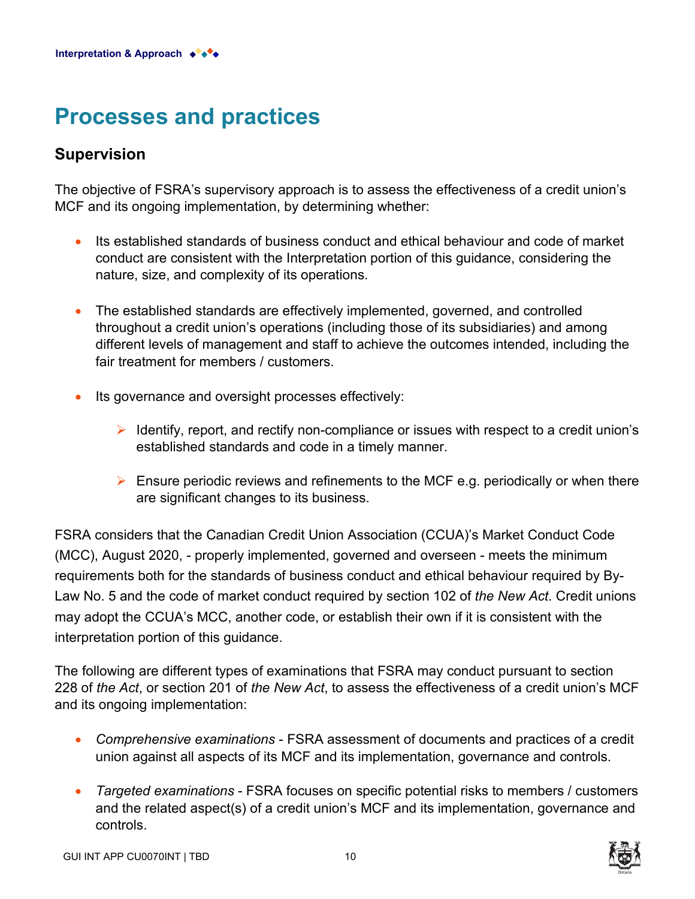# Processes and practices

## Supervision

The objective of FSRA's supervisory approach is to assess the effectiveness of a credit union's MCF and its ongoing implementation, by determining whether:

- Its established standards of business conduct and ethical behaviour and code of market conduct are consistent with the Interpretation portion of this guidance, considering the nature, size, and complexity of its operations.

- The established standards are effectively implemented, governed, and controlled throughout a credit union's operations (including those of its subsidiaries) and among different levels of management and staff to achieve the outcomes intended, including the fair treatment for members / customers.

- Its governance and oversight processes effectively:

  - Identify, report, and rectify non-compliance or issues with respect to a credit union's established standards and code in a timely manner.

  - Ensure periodic reviews and refinements to the MCF e.g. periodically or when there are significant changes to its business.

FSRA considers that the Canadian Credit Union Association (CCUA)'s Market Conduct Code (MCC), August 2020, - properly implemented, governed and overseen - meets the minimum requirements both for the standards of business conduct and ethical behaviour required by By-Law No. 5 and the code of market conduct required by section 102 of *the New Act*. Credit unions may adopt the CCUA's MCC, another code, or establish their own if it is consistent with the interpretation portion of this guidance.

The following are different types of examinations that FSRA may conduct pursuant to section 228 of *the Act*, or section 201 of *the New Act*, to assess the effectiveness of a credit union's MCF and its ongoing implementation:

- *Comprehensive examinations* - FSRA assessment of documents and practices of a credit union against all aspects of its MCF and its implementation, governance and controls.

- *Targeted examinations* - FSRA focuses on specific potential risks to members / customers and the related aspect(s) of a credit union's MCF and its implementation, governance and controls.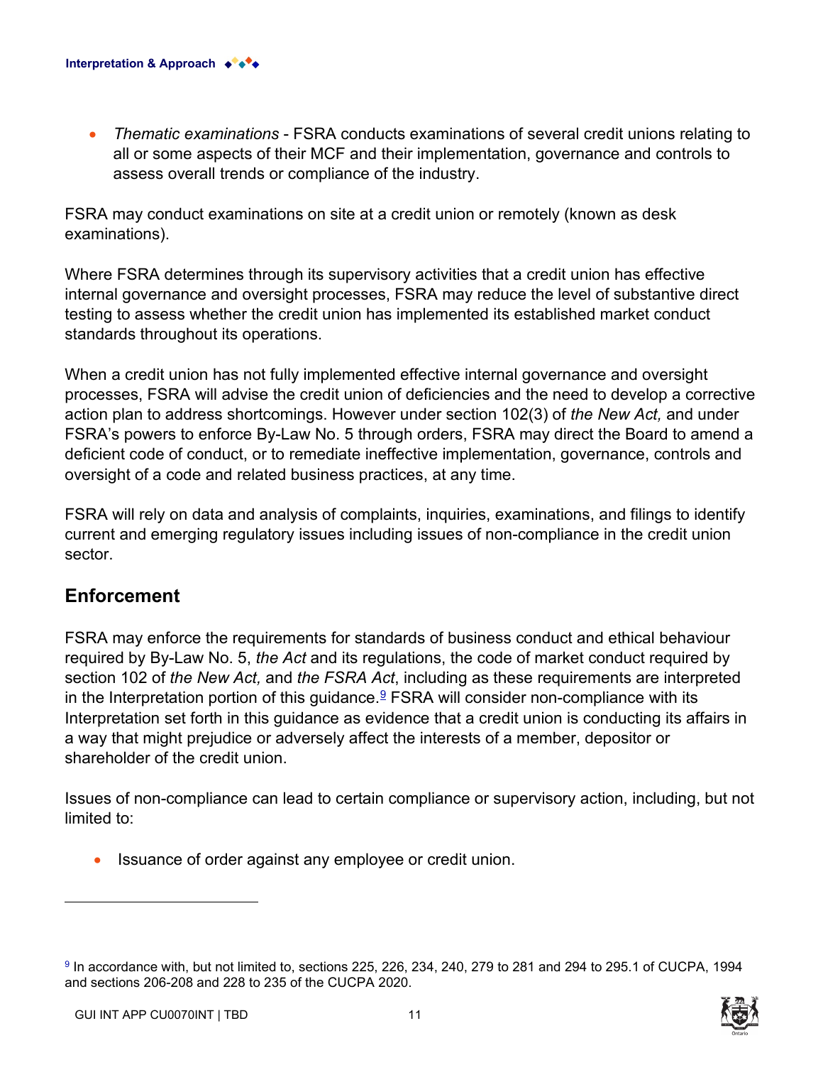- *Thematic examinations* - FSRA conducts examinations of several credit unions relating to all or some aspects of their MCF and their implementation, governance and controls to assess overall trends or compliance of the industry.

FSRA may conduct examinations on site at a credit union or remotely (known as desk examinations).

Where FSRA determines through its supervisory activities that a credit union has effective internal governance and oversight processes, FSRA may reduce the level of substantive direct testing to assess whether the credit union has implemented its established market conduct standards throughout its operations.

When a credit union has not fully implemented effective internal governance and oversight processes, FSRA will advise the credit union of deficiencies and the need to develop a corrective action plan to address shortcomings. However under section 102(3) of *the New Act,* and under FSRA's powers to enforce By-Law No. 5 through orders, FSRA may direct the Board to amend a deficient code of conduct, or to remediate ineffective implementation, governance, controls and oversight of a code and related business practices, at any time.

FSRA will rely on data and analysis of complaints, inquiries, examinations, and filings to identify current and emerging regulatory issues including issues of non-compliance in the credit union sector.

## Enforcement

FSRA may enforce the requirements for standards of business conduct and ethical behaviour required by By-Law No. 5, *the Act* and its regulations, the code of market conduct required by section 102 of *the New Act,* and *the FSRA Act*, including as these requirements are interpreted in the Interpretation portion of this guidance.[9] FSRA will consider non-compliance with its Interpretation set forth in this guidance as evidence that a credit union is conducting its affairs in a way that might prejudice or adversely affect the interests of a member, depositor or shareholder of the credit union.

Issues of non-compliance can lead to certain compliance or supervisory action, including, but not limited to:

- Issuance of order against any employee or credit union.

---

[9] In accordance with, but not limited to, sections 225, 226, 234, 240, 279 to 281 and 294 to 295.1 of CUCPA, 1994 and sections 206-208 and 228 to 235 of the CUCPA 2020.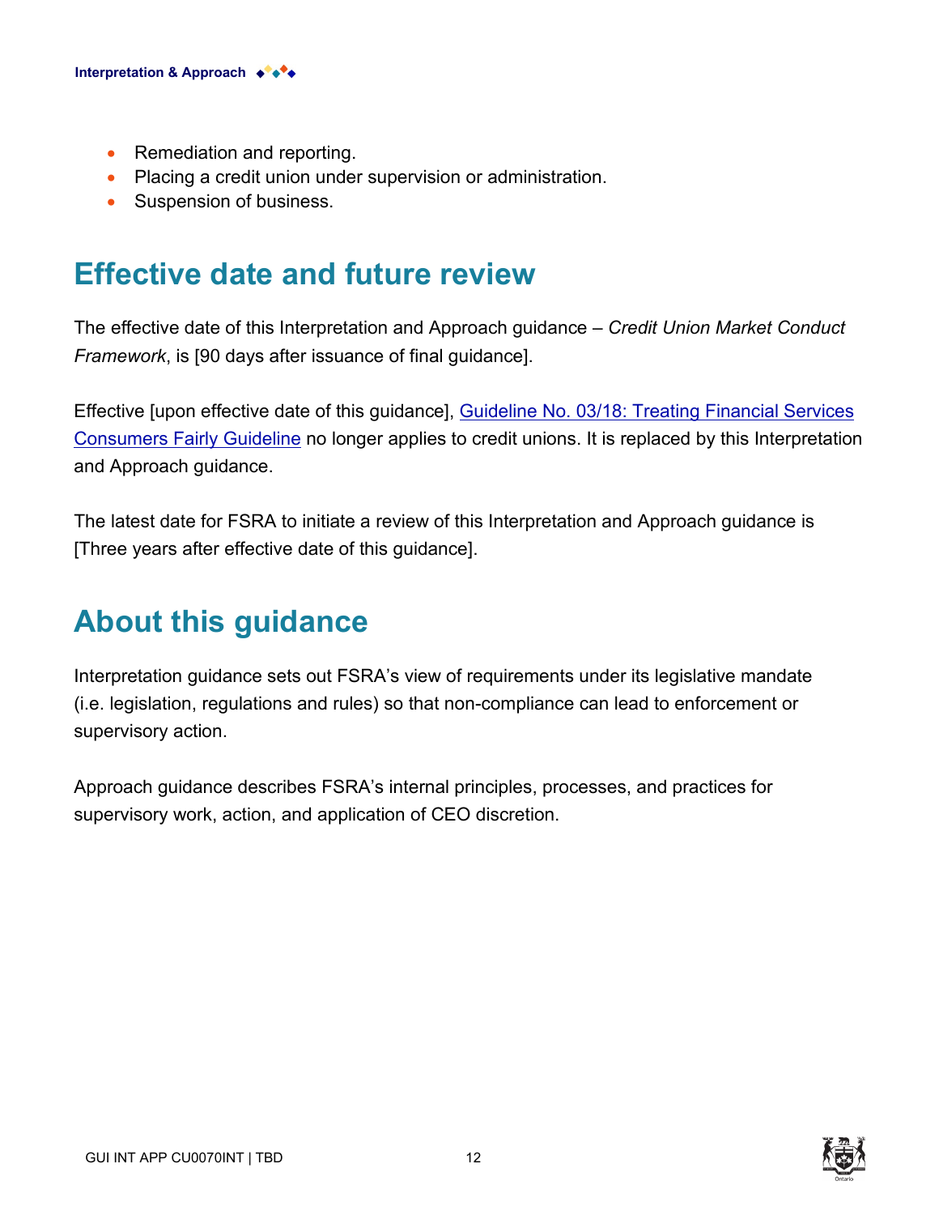- Remediation and reporting.
- Placing a credit union under supervision or administration.
- Suspension of business.

## Effective date and future review

The effective date of this Interpretation and Approach guidance – *Credit Union Market Conduct Framework*, is [90 days after issuance of final guidance].

Effective [upon effective date of this guidance], Guideline No. 03/18: Treating Financial Services Consumers Fairly Guideline no longer applies to credit unions. It is replaced by this Interpretation and Approach guidance.

The latest date for FSRA to initiate a review of this Interpretation and Approach guidance is [Three years after effective date of this guidance].

## About this guidance

Interpretation guidance sets out FSRA's view of requirements under its legislative mandate (i.e. legislation, regulations and rules) so that non-compliance can lead to enforcement or supervisory action.

Approach guidance describes FSRA's internal principles, processes, and practices for supervisory work, action, and application of CEO discretion.